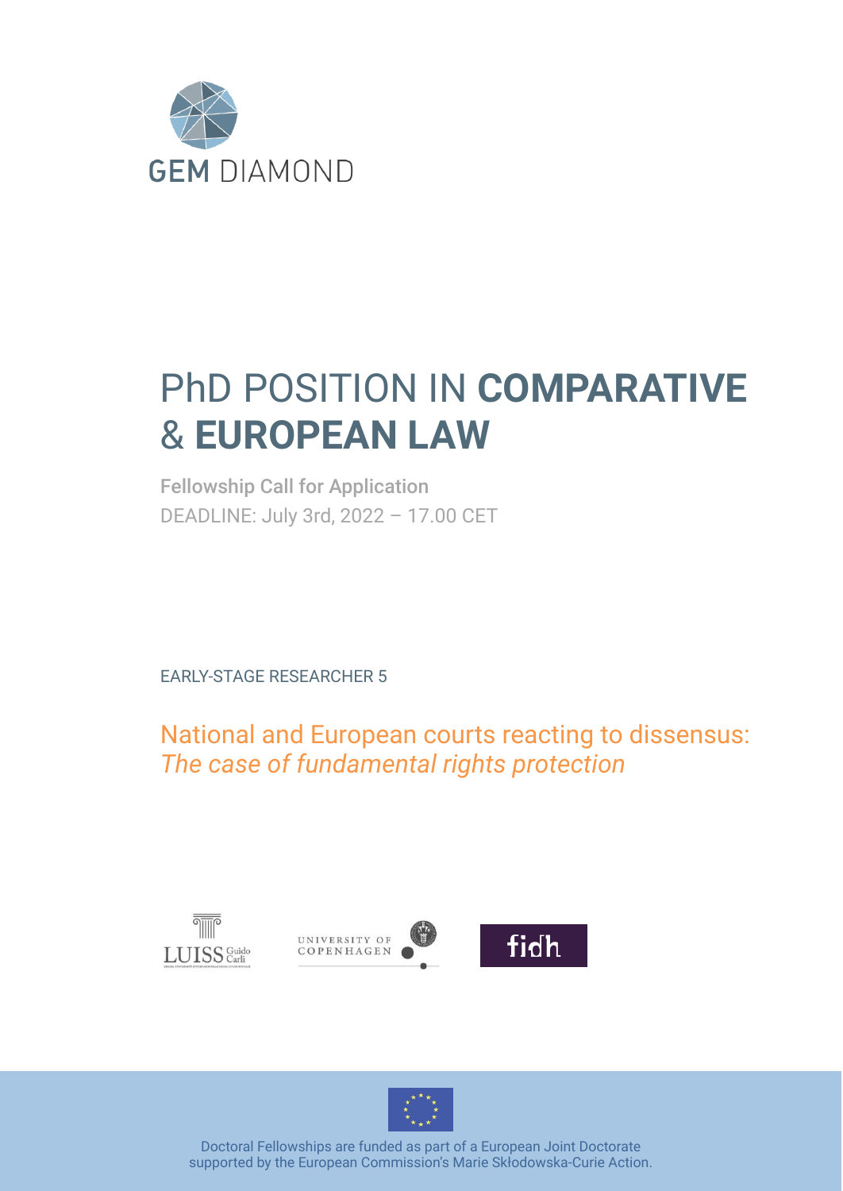GEM DIAMOND

# PhD POSITION IN **COMPARATIVE** & **EUROPEAN LAW**

Fellowship Call for Application

DEADLINE: July 3rd, 2022 – 17.00 CET

EARLY-STAGE RESEARCHER 5

## National and European courts reacting to dissensus: *The case of fundamental rights protection*

LUISS Guido Carli

UNIVERSITY OF COPENHAGEN

fidh

Doctoral Fellowships are funded as part of a European Joint Doctorate supported by the European Commission's Marie Skłodowska-Curie Action.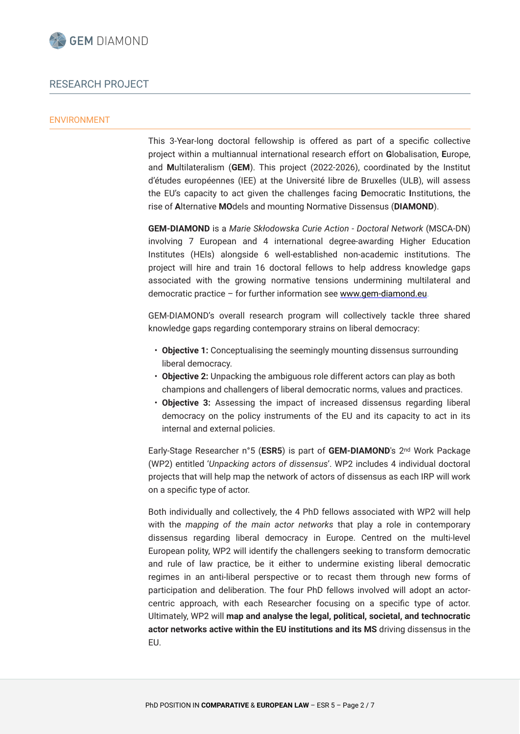## RESEARCH PROJECT

### ENVIRONMENT

This 3-Year-long doctoral fellowship is offered as part of a specific collective project within a multiannual international research effort on **G**lobalisation, **E**urope, and **M**ultilateralism (**GEM**). This project (2022-2026), coordinated by the Institut d'études européennes (IEE) at the Université libre de Bruxelles (ULB), will assess the EU's capacity to act given the challenges facing **D**emocratic **I**nstitutions, the rise of **A**lternative **MO**dels and mounting Normative Dissensus (**DIAMOND**).

**GEM-DIAMOND** is a *Marie Skłodowska Curie Action - Doctoral Network* (MSCA-DN) involving 7 European and 4 international degree-awarding Higher Education Institutes (HEIs) alongside 6 well-established non-academic institutions. The project will hire and train 16 doctoral fellows to help address knowledge gaps associated with the growing normative tensions undermining multilateral and democratic practice – for further information see www.gem-diamond.eu.

GEM-DIAMOND's overall research program will collectively tackle three shared knowledge gaps regarding contemporary strains on liberal democracy:

- **Objective 1:** Conceptualising the seemingly mounting dissensus surrounding liberal democracy.
- **Objective 2:** Unpacking the ambiguous role different actors can play as both champions and challengers of liberal democratic norms, values and practices.
- **Objective 3:** Assessing the impact of increased dissensus regarding liberal democracy on the policy instruments of the EU and its capacity to act in its internal and external policies.

Early-Stage Researcher n°5 (**ESR5**) is part of **GEM-DIAMOND**'s 2nd Work Package (WP2) entitled '*Unpacking actors of dissensus*'. WP2 includes 4 individual doctoral projects that will help map the network of actors of dissensus as each IRP will work on a specific type of actor.

Both individually and collectively, the 4 PhD fellows associated with WP2 will help with the *mapping of the main actor networks* that play a role in contemporary dissensus regarding liberal democracy in Europe. Centred on the multi-level European polity, WP2 will identify the challengers seeking to transform democratic and rule of law practice, be it either to undermine existing liberal democratic regimes in an anti-liberal perspective or to recast them through new forms of participation and deliberation. The four PhD fellows involved will adopt an actor-centric approach, with each Researcher focusing on a specific type of actor. Ultimately, WP2 will **map and analyse the legal, political, societal, and technocratic actor networks active within the EU institutions and its MS** driving dissensus in the EU.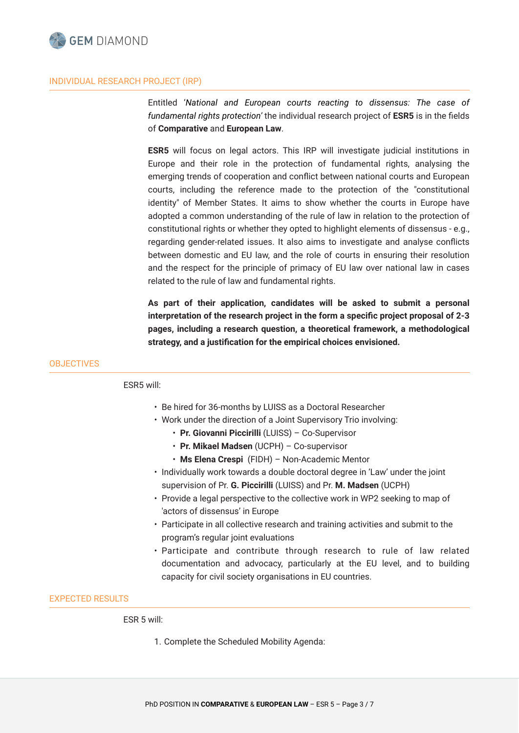## INDIVIDUAL RESEARCH PROJECT (IRP)

Entitled *'National and European courts reacting to dissensus: The case of fundamental rights protection'* the individual research project of **ESR5** is in the fields of **Comparative** and **European Law**.

**ESR5** will focus on legal actors. This IRP will investigate judicial institutions in Europe and their role in the protection of fundamental rights, analysing the emerging trends of cooperation and conflict between national courts and European courts, including the reference made to the protection of the "constitutional identity" of Member States. It aims to show whether the courts in Europe have adopted a common understanding of the rule of law in relation to the protection of constitutional rights or whether they opted to highlight elements of dissensus - e.g., regarding gender-related issues. It also aims to investigate and analyse conflicts between domestic and EU law, and the role of courts in ensuring their resolution and the respect for the principle of primacy of EU law over national law in cases related to the rule of law and fundamental rights.

**As part of their application, candidates will be asked to submit a personal interpretation of the research project in the form a specific project proposal of 2-3 pages, including a research question, a theoretical framework, a methodological strategy, and a justification for the empirical choices envisioned.**

## OBJECTIVES

ESR5 will:

- Be hired for 36-months by LUISS as a Doctoral Researcher
- Work under the direction of a Joint Supervisory Trio involving:
  - **Pr. Giovanni Piccirilli** (LUISS) – Co-Supervisor
  - **Pr. Mikael Madsen** (UCPH) – Co-supervisor
  - **Ms Elena Crespi** (FIDH) – Non-Academic Mentor
- Individually work towards a double doctoral degree in 'Law' under the joint supervision of Pr. **G. Piccirilli** (LUISS) and Pr. **M. Madsen** (UCPH)
- Provide a legal perspective to the collective work in WP2 seeking to map of 'actors of dissensus' in Europe
- Participate in all collective research and training activities and submit to the program's regular joint evaluations
- Participate and contribute through research to rule of law related documentation and advocacy, particularly at the EU level, and to building capacity for civil society organisations in EU countries.

## EXPECTED RESULTS

ESR 5 will:

1. Complete the Scheduled Mobility Agenda: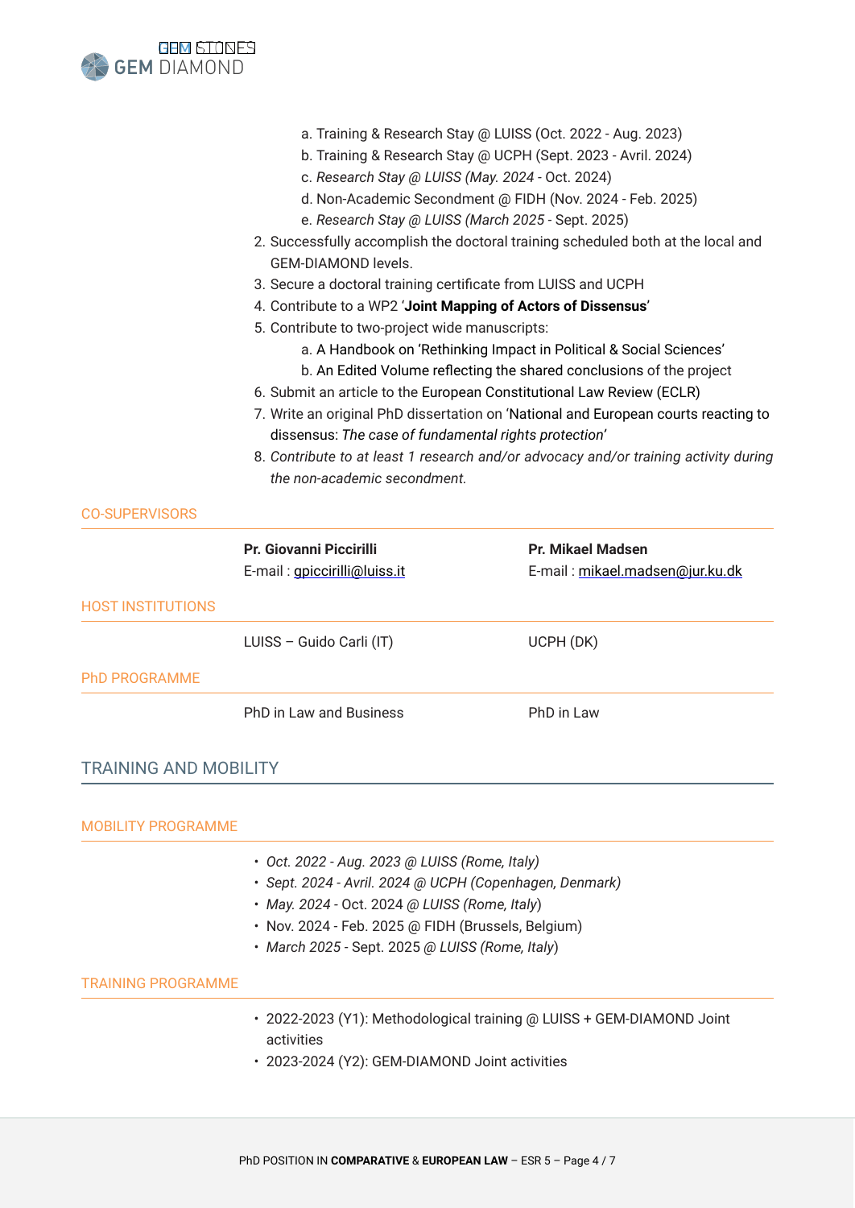a. Training & Research Stay @ LUISS (Oct. 2022 - Aug. 2023)
   b. Training & Research Stay @ UCPH (Sept. 2023 - Avril. 2024)
   c. *Research Stay @ LUISS (May. 2024* - Oct. 2024)
   d. Non-Academic Secondment @ FIDH (Nov. 2024 - Feb. 2025)
   e. *Research Stay @ LUISS (March 2025* - Sept. 2025)
2. Successfully accomplish the doctoral training scheduled both at the local and GEM-DIAMOND levels.
3. Secure a doctoral training certificate from LUISS and UCPH
4. Contribute to a WP2 '**Joint Mapping of Actors of Dissensus**'
5. Contribute to two-project wide manuscripts:
   a. A Handbook on 'Rethinking Impact in Political & Social Sciences'
   b. An Edited Volume reflecting the shared conclusions of the project
6. Submit an article to the European Constitutional Law Review (ECLR)
7. Write an original PhD dissertation on 'National and European courts reacting to dissensus: *The case of fundamental rights protection*'
8. *Contribute to at least 1 research and/or advocacy and/or training activity during the non-academic secondment.*

## CO-SUPERVISORS

| | |
|---|---|
| **Pr. Giovanni Piccirilli** | **Pr. Mikael Madsen** |
| E-mail : gpiccirilli@luiss.it | E-mail : mikael.madsen@jur.ku.dk |

## HOST INSTITUTIONS

| | |
|---|---|
| LUISS – Guido Carli (IT) | UCPH (DK) |

## PhD PROGRAMME

| | |
|---|---|
| PhD in Law and Business | PhD in Law |

# TRAINING AND MOBILITY

## MOBILITY PROGRAMME

- *Oct. 2022 - Aug. 2023 @ LUISS (Rome, Italy)*
- *Sept. 2024 - Avril. 2024 @ UCPH (Copenhagen, Denmark)*
- *May. 2024* - Oct. 2024 *@ LUISS (Rome, Italy*)
- Nov. 2024 - Feb. 2025 @ FIDH (Brussels, Belgium)
- *March 2025* - Sept. 2025 *@ LUISS (Rome, Italy*)

## TRAINING PROGRAMME

- 2022-2023 (Y1): Methodological training @ LUISS + GEM-DIAMOND Joint activities
- 2023-2024 (Y2): GEM-DIAMOND Joint activities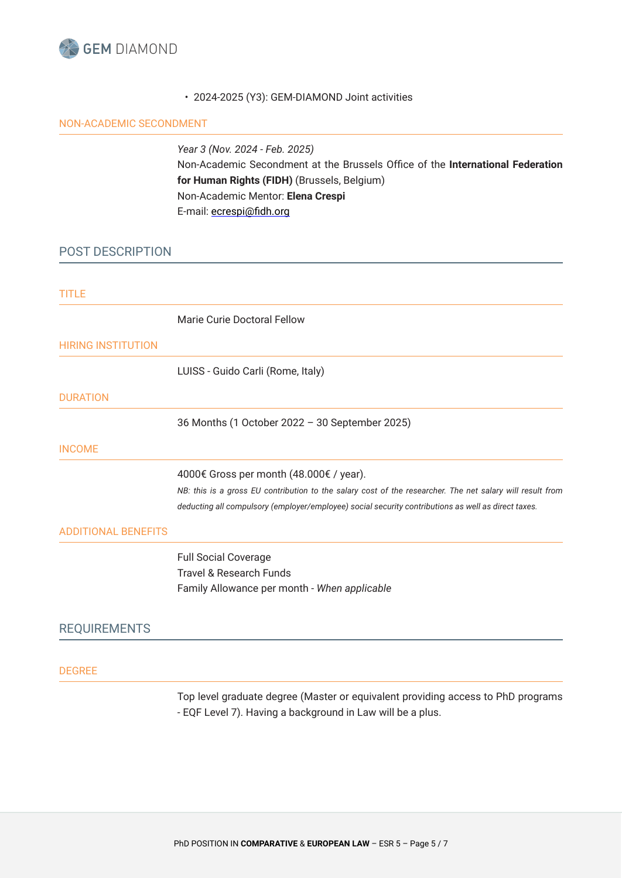- 2024-2025 (Y3): GEM-DIAMOND Joint activities

### NON-ACADEMIC SECONDMENT

*Year 3 (Nov. 2024 - Feb. 2025)*
Non-Academic Secondment at the Brussels Office of the **International Federation for Human Rights (FIDH)** (Brussels, Belgium)
Non-Academic Mentor: **Elena Crespi**
E-mail: ecrespi@fidh.org

## POST DESCRIPTION

### TITLE

Marie Curie Doctoral Fellow

### HIRING INSTITUTION

LUISS - Guido Carli (Rome, Italy)

### DURATION

36 Months (1 October 2022 – 30 September 2025)

### INCOME

4000€ Gross per month (48.000€ / year).

*NB: this is a gross EU contribution to the salary cost of the researcher. The net salary will result from deducting all compulsory (employer/employee) social security contributions as well as direct taxes.*

### ADDITIONAL BENEFITS

Full Social Coverage
Travel & Research Funds
Family Allowance per month - *When applicable*

## REQUIREMENTS

### DEGREE

Top level graduate degree (Master or equivalent providing access to PhD programs - EQF Level 7). Having a background in Law will be a plus.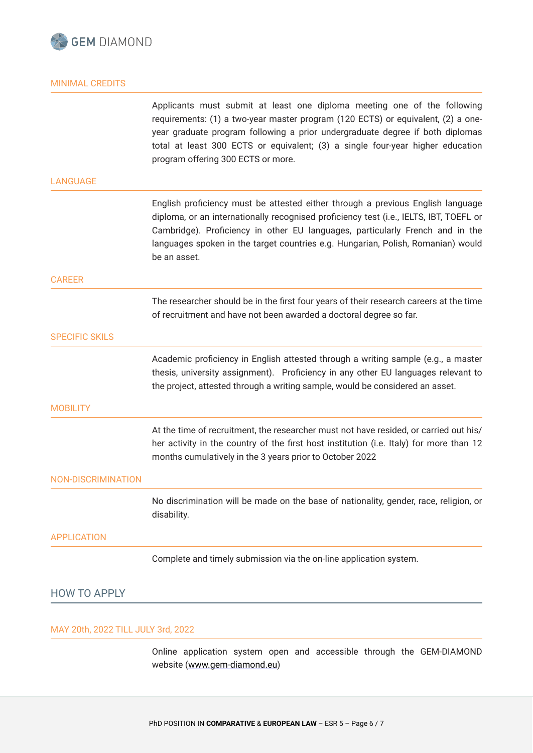#### MINIMAL CREDITS

Applicants must submit at least one diploma meeting one of the following requirements: (1) a two-year master program (120 ECTS) or equivalent, (2) a one-year graduate program following a prior undergraduate degree if both diplomas total at least 300 ECTS or equivalent; (3) a single four-year higher education program offering 300 ECTS or more.

#### LANGUAGE

English proficiency must be attested either through a previous English language diploma, or an internationally recognised proficiency test (i.e., IELTS, IBT, TOEFL or Cambridge). Proficiency in other EU languages, particularly French and in the languages spoken in the target countries e.g. Hungarian, Polish, Romanian) would be an asset.

#### CAREER

The researcher should be in the first four years of their research careers at the time of recruitment and have not been awarded a doctoral degree so far.

#### SPECIFIC SKILS

Academic proficiency in English attested through a writing sample (e.g., a master thesis, university assignment). Proficiency in any other EU languages relevant to the project, attested through a writing sample, would be considered an asset.

#### MOBILITY

At the time of recruitment, the researcher must not have resided, or carried out his/her activity in the country of the first host institution (i.e. Italy) for more than 12 months cumulatively in the 3 years prior to October 2022

#### NON-DISCRIMINATION

No discrimination will be made on the base of nationality, gender, race, religion, or disability.

#### APPLICATION

Complete and timely submission via the on-line application system.

## HOW TO APPLY

#### MAY 20th, 2022 TILL JULY 3rd, 2022

Online application system open and accessible through the GEM-DIAMOND website (www.gem-diamond.eu)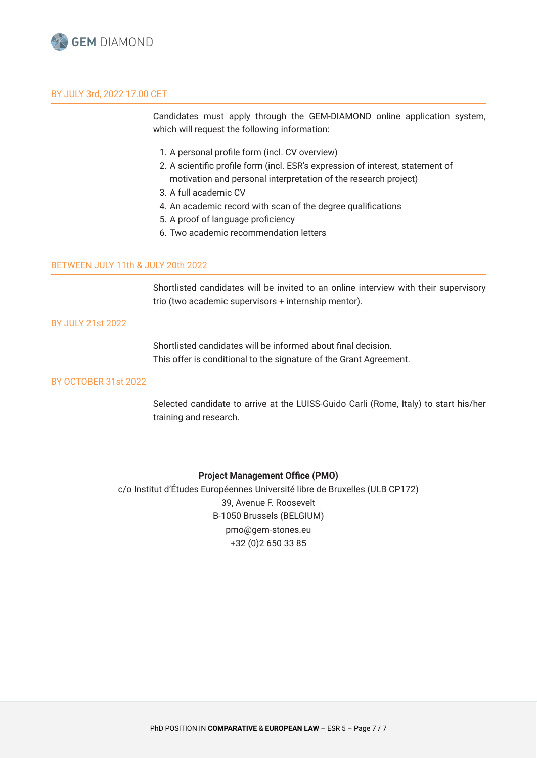### BY JULY 3rd, 2022 17.00 CET

Candidates must apply through the GEM-DIAMOND online application system, which will request the following information:

1. A personal profile form (incl. CV overview)
2. A scientific profile form (incl. ESR's expression of interest, statement of motivation and personal interpretation of the research project)
3. A full academic CV
4. An academic record with scan of the degree qualifications
5. A proof of language proficiency
6. Two academic recommendation letters

### BETWEEN JULY 11th & JULY 20th 2022

Shortlisted candidates will be invited to an online interview with their supervisory trio (two academic supervisors + internship mentor).

### BY JULY 21st 2022

Shortlisted candidates will be informed about final decision.
This offer is conditional to the signature of the Grant Agreement.

### BY OCTOBER 31st 2022

Selected candidate to arrive at the LUISS-Guido Carli (Rome, Italy) to start his/her training and research.

**Project Management Office (PMO)**
c/o Institut d'Études Européennes Université libre de Bruxelles (ULB CP172)
39, Avenue F. Roosevelt
B-1050 Brussels (BELGIUM)
pmo@gem-stones.eu
+32 (0)2 650 33 85